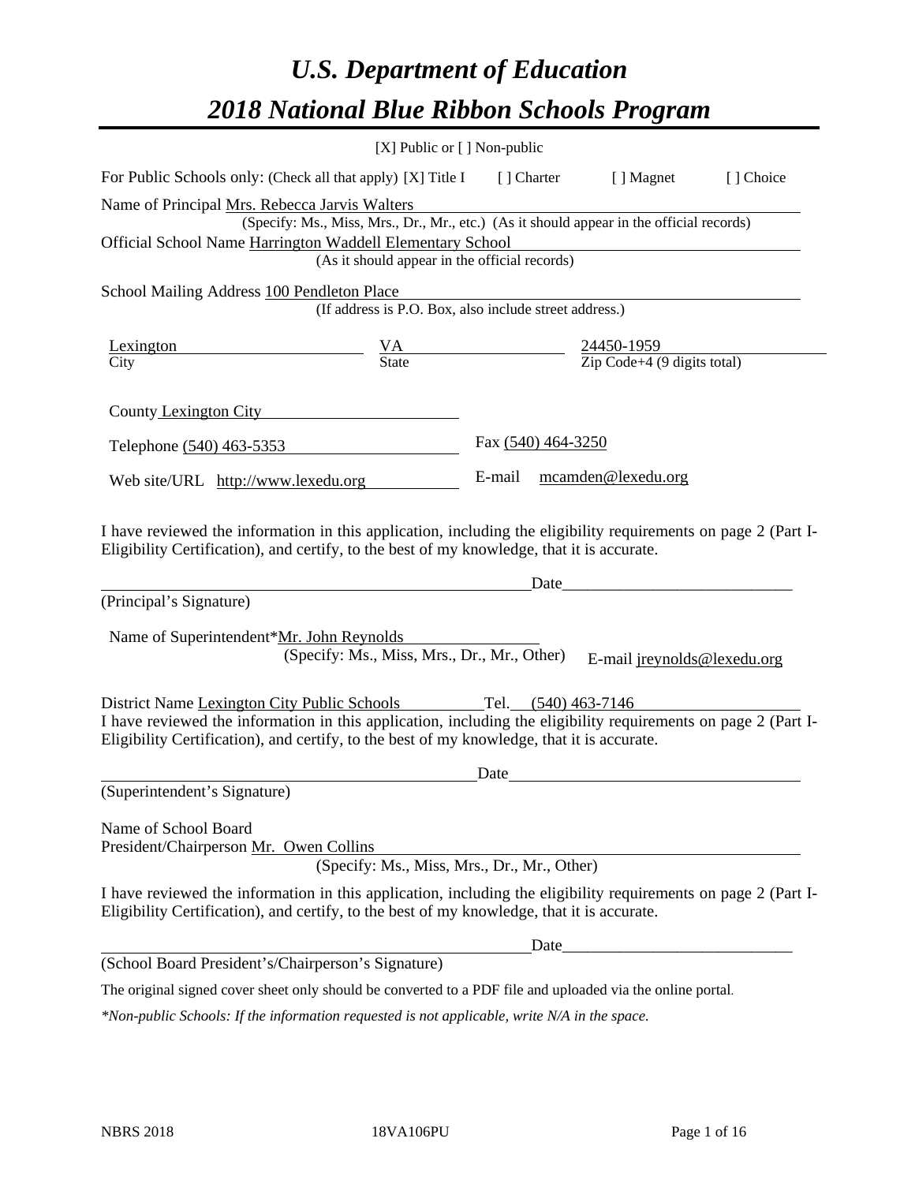// Output was stopped here; whatever scaffolding remained, every request gets the first-principles treatment. I'll transcribe the cover page faithfully.
# *U.S. Department of Education*

# *2018 National Blue Ribbon Schools Program*

[X] Public or [ ] Non-public

For Public Schools only: (Check all that apply) [X] Title I [ ] Charter [ ] Magnet [ ] Choice

Name of Principal Mrs. Rebecca Jarvis Walters
(Specify: Ms., Miss, Mrs., Dr., Mr., etc.) (As it should appear in the official records)

Official School Name Harrington Waddell Elementary School
(As it should appear in the official records)

School Mailing Address 100 Pendleton Place
(If address is P.O. Box, also include street address.)

| Lexington | VA | 24450-1959 |
|---|---|---|
| City | State | Zip Code+4 (9 digits total) |

County Lexington City

Telephone (540) 463-5353 Fax (540) 464-3250

Web site/URL http://www.lexedu.org E-mail mcamden@lexedu.org

I have reviewed the information in this application, including the eligibility requirements on page 2 (Part I-Eligibility Certification), and certify, to the best of my knowledge, that it is accurate.

_______________________________________________ Date___________________________
(Principal's Signature)

Name of Superintendent*Mr. John Reynolds
(Specify: Ms., Miss, Mrs., Dr., Mr., Other) E-mail jreynolds@lexedu.org

District Name Lexington City Public Schools Tel. (540) 463-7146

I have reviewed the information in this application, including the eligibility requirements on page 2 (Part I-Eligibility Certification), and certify, to the best of my knowledge, that it is accurate.

_______________________________________________ Date___________________________
(Superintendent's Signature)

Name of School Board
President/Chairperson Mr. Owen Collins
(Specify: Ms., Miss, Mrs., Dr., Mr., Other)

I have reviewed the information in this application, including the eligibility requirements on page 2 (Part I-Eligibility Certification), and certify, to the best of my knowledge, that it is accurate.

_______________________________________________ Date___________________________
(School Board President's/Chairperson's Signature)

The original signed cover sheet only should be converted to a PDF file and uploaded via the online portal.

*\*Non-public Schools: If the information requested is not applicable, write N/A in the space.*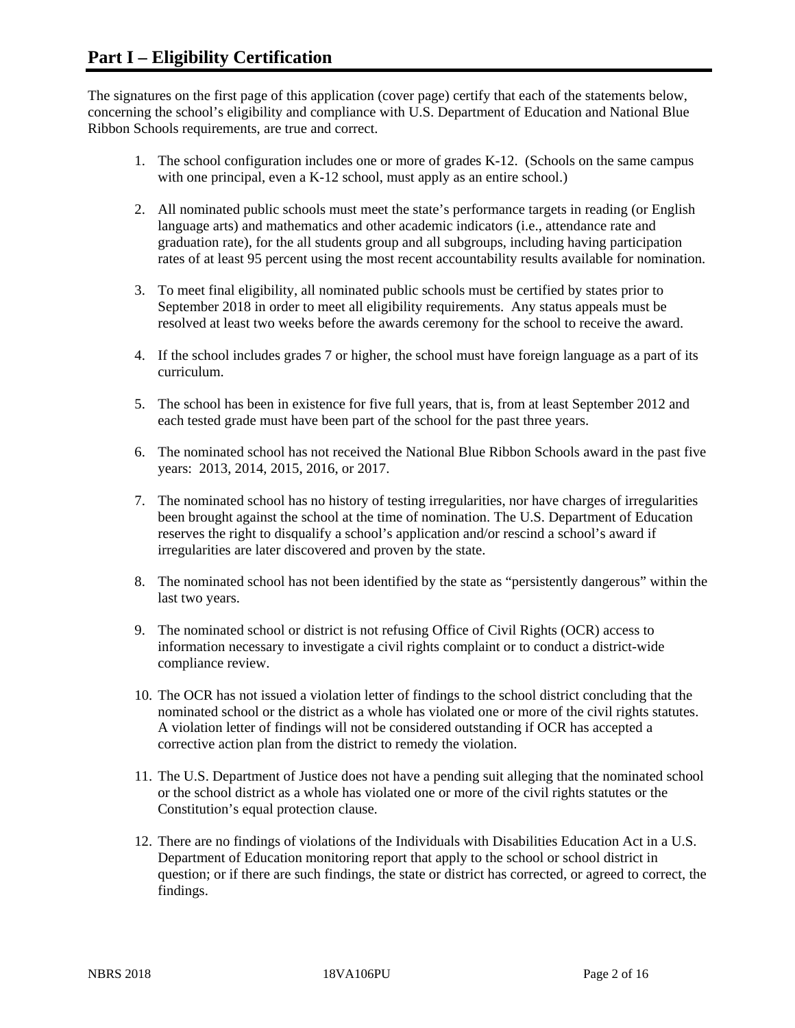# Part I – Eligibility Certification

The signatures on the first page of this application (cover page) certify that each of the statements below, concerning the school's eligibility and compliance with U.S. Department of Education and National Blue Ribbon Schools requirements, are true and correct.

1. The school configuration includes one or more of grades K-12. (Schools on the same campus with one principal, even a K-12 school, must apply as an entire school.)

2. All nominated public schools must meet the state's performance targets in reading (or English language arts) and mathematics and other academic indicators (i.e., attendance rate and graduation rate), for the all students group and all subgroups, including having participation rates of at least 95 percent using the most recent accountability results available for nomination.

3. To meet final eligibility, all nominated public schools must be certified by states prior to September 2018 in order to meet all eligibility requirements. Any status appeals must be resolved at least two weeks before the awards ceremony for the school to receive the award.

4. If the school includes grades 7 or higher, the school must have foreign language as a part of its curriculum.

5. The school has been in existence for five full years, that is, from at least September 2012 and each tested grade must have been part of the school for the past three years.

6. The nominated school has not received the National Blue Ribbon Schools award in the past five years: 2013, 2014, 2015, 2016, or 2017.

7. The nominated school has no history of testing irregularities, nor have charges of irregularities been brought against the school at the time of nomination. The U.S. Department of Education reserves the right to disqualify a school's application and/or rescind a school's award if irregularities are later discovered and proven by the state.

8. The nominated school has not been identified by the state as "persistently dangerous" within the last two years.

9. The nominated school or district is not refusing Office of Civil Rights (OCR) access to information necessary to investigate a civil rights complaint or to conduct a district-wide compliance review.

10. The OCR has not issued a violation letter of findings to the school district concluding that the nominated school or the district as a whole has violated one or more of the civil rights statutes. A violation letter of findings will not be considered outstanding if OCR has accepted a corrective action plan from the district to remedy the violation.

11. The U.S. Department of Justice does not have a pending suit alleging that the nominated school or the school district as a whole has violated one or more of the civil rights statutes or the Constitution's equal protection clause.

12. There are no findings of violations of the Individuals with Disabilities Education Act in a U.S. Department of Education monitoring report that apply to the school or school district in question; or if there are such findings, the state or district has corrected, or agreed to correct, the findings.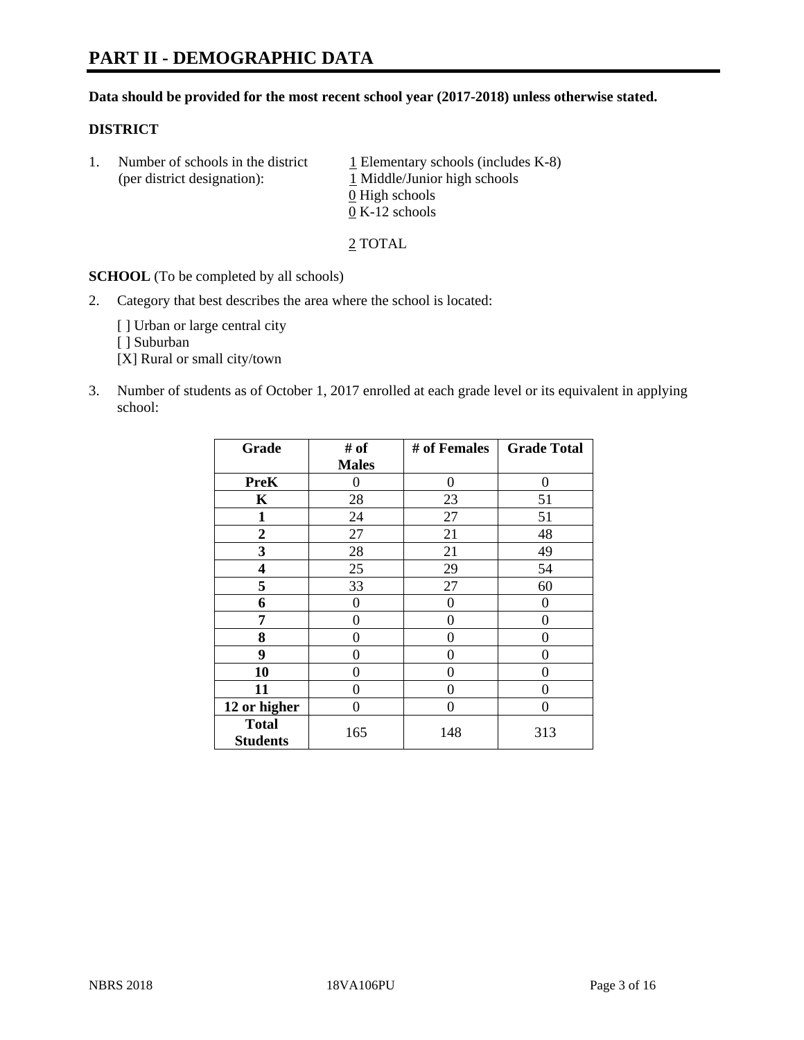# PART II - DEMOGRAPHIC DATA

**Data should be provided for the most recent school year (2017-2018) unless otherwise stated.**

**DISTRICT**

1. Number of schools in the district (per district designation):
   1 Elementary schools (includes K-8)
   1 Middle/Junior high schools
   0 High schools
   0 K-12 schools

   2 TOTAL

**SCHOOL** (To be completed by all schools)

2. Category that best describes the area where the school is located:

   [ ] Urban or large central city
   [ ] Suburban
   [X] Rural or small city/town

3. Number of students as of October 1, 2017 enrolled at each grade level or its equivalent in applying school:

| Grade | # of Males | # of Females | Grade Total |
|---|---|---|---|
| **PreK** | 0 | 0 | 0 |
| **K** | 28 | 23 | 51 |
| **1** | 24 | 27 | 51 |
| **2** | 27 | 21 | 48 |
| **3** | 28 | 21 | 49 |
| **4** | 25 | 29 | 54 |
| **5** | 33 | 27 | 60 |
| **6** | 0 | 0 | 0 |
| **7** | 0 | 0 | 0 |
| **8** | 0 | 0 | 0 |
| **9** | 0 | 0 | 0 |
| **10** | 0 | 0 | 0 |
| **11** | 0 | 0 | 0 |
| **12 or higher** | 0 | 0 | 0 |
| **Total Students** | 165 | 148 | 313 |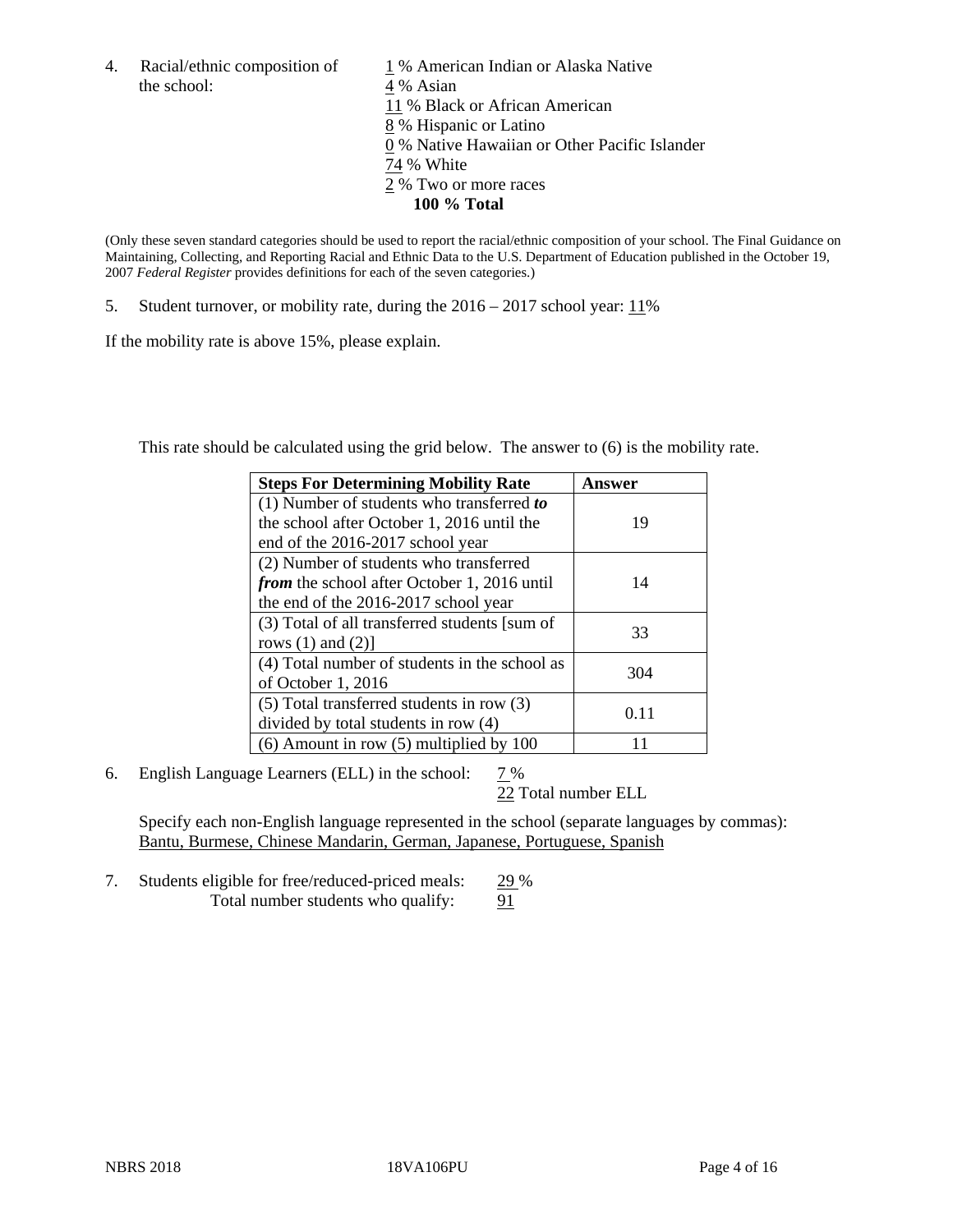4. Racial/ethnic composition of the school:

1 % American Indian or Alaska Native
4 % Asian
11 % Black or African American
8 % Hispanic or Latino
0 % Native Hawaiian or Other Pacific Islander
74 % White
2 % Two or more races
**100 % Total**

(Only these seven standard categories should be used to report the racial/ethnic composition of your school. The Final Guidance on Maintaining, Collecting, and Reporting Racial and Ethnic Data to the U.S. Department of Education published in the October 19, 2007 *Federal Register* provides definitions for each of the seven categories.)

5. Student turnover, or mobility rate, during the 2016 – 2017 school year: 11%

If the mobility rate is above 15%, please explain.

This rate should be calculated using the grid below. The answer to (6) is the mobility rate.

| **Steps For Determining Mobility Rate** | **Answer** |
|---|---|
| (1) Number of students who transferred ***to*** the school after October 1, 2016 until the end of the 2016-2017 school year | 19 |
| (2) Number of students who transferred ***from*** the school after October 1, 2016 until the end of the 2016-2017 school year | 14 |
| (3) Total of all transferred students [sum of rows (1) and (2)] | 33 |
| (4) Total number of students in the school as of October 1, 2016 | 304 |
| (5) Total transferred students in row (3) divided by total students in row (4) | 0.11 |
| (6) Amount in row (5) multiplied by 100 | 11 |

6. English Language Learners (ELL) in the school: 7 %
22 Total number ELL

Specify each non-English language represented in the school (separate languages by commas):
Bantu, Burmese, Chinese Mandarin, German, Japanese, Portuguese, Spanish

7. Students eligible for free/reduced-priced meals: 29 %
Total number students who qualify: 91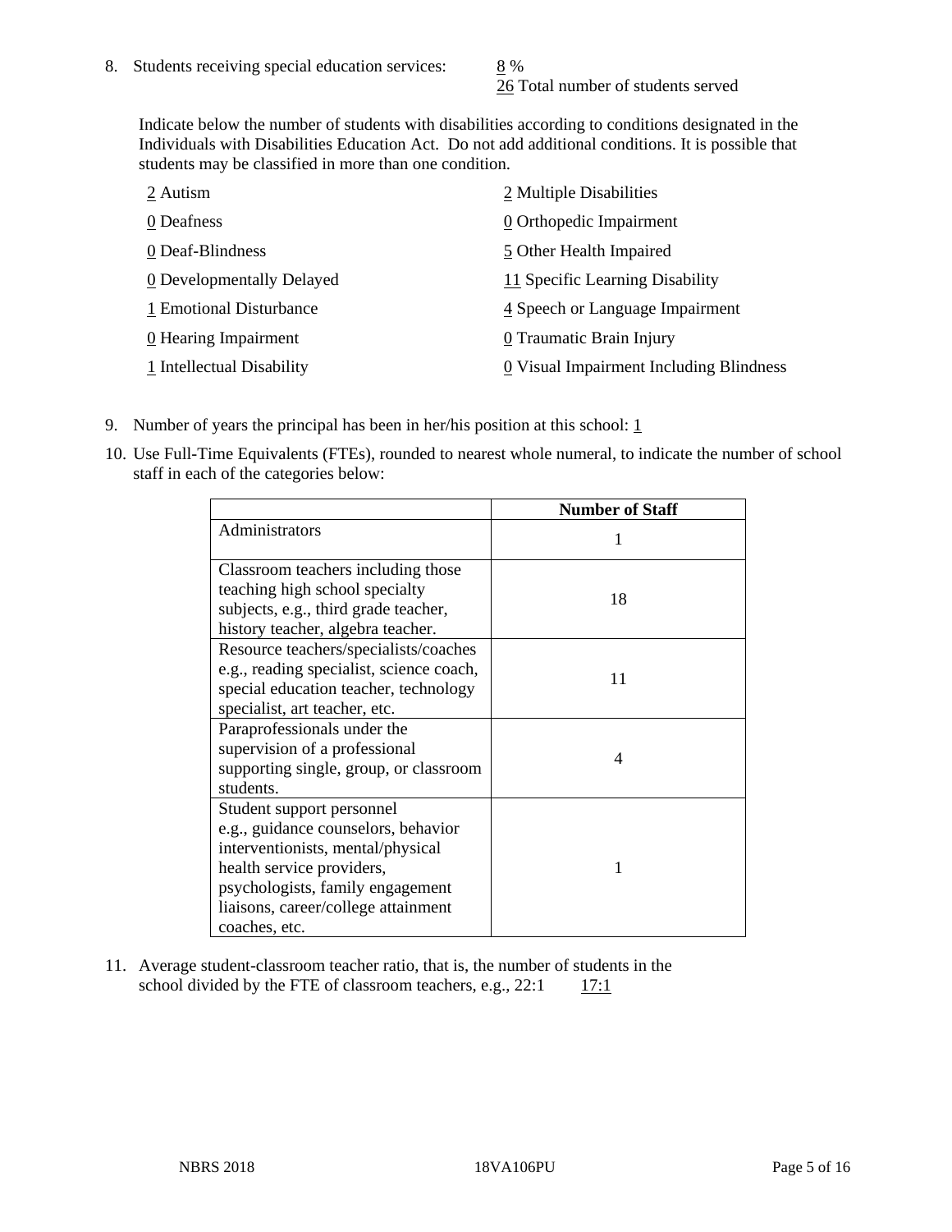8. Students receiving special education services: 8 %
   26 Total number of students served

   Indicate below the number of students with disabilities according to conditions designated in the Individuals with Disabilities Education Act. Do not add additional conditions. It is possible that students may be classified in more than one condition.

   2 Autism
   0 Deafness
   0 Deaf-Blindness
   0 Developmentally Delayed
   1 Emotional Disturbance
   0 Hearing Impairment
   1 Intellectual Disability
   2 Multiple Disabilities
   0 Orthopedic Impairment
   5 Other Health Impaired
   11 Specific Learning Disability
   4 Speech or Language Impairment
   0 Traumatic Brain Injury
   0 Visual Impairment Including Blindness

9. Number of years the principal has been in her/his position at this school: 1

10. Use Full-Time Equivalents (FTEs), rounded to nearest whole numeral, to indicate the number of school staff in each of the categories below:

|  | Number of Staff |
| --- | --- |
| Administrators | 1 |
| Classroom teachers including those teaching high school specialty subjects, e.g., third grade teacher, history teacher, algebra teacher. | 18 |
| Resource teachers/specialists/coaches e.g., reading specialist, science coach, special education teacher, technology specialist, art teacher, etc. | 11 |
| Paraprofessionals under the supervision of a professional supporting single, group, or classroom students. | 4 |
| Student support personnel e.g., guidance counselors, behavior interventionists, mental/physical health service providers, psychologists, family engagement liaisons, career/college attainment coaches, etc. | 1 |

11. Average student-classroom teacher ratio, that is, the number of students in the school divided by the FTE of classroom teachers, e.g., 22:1 17:1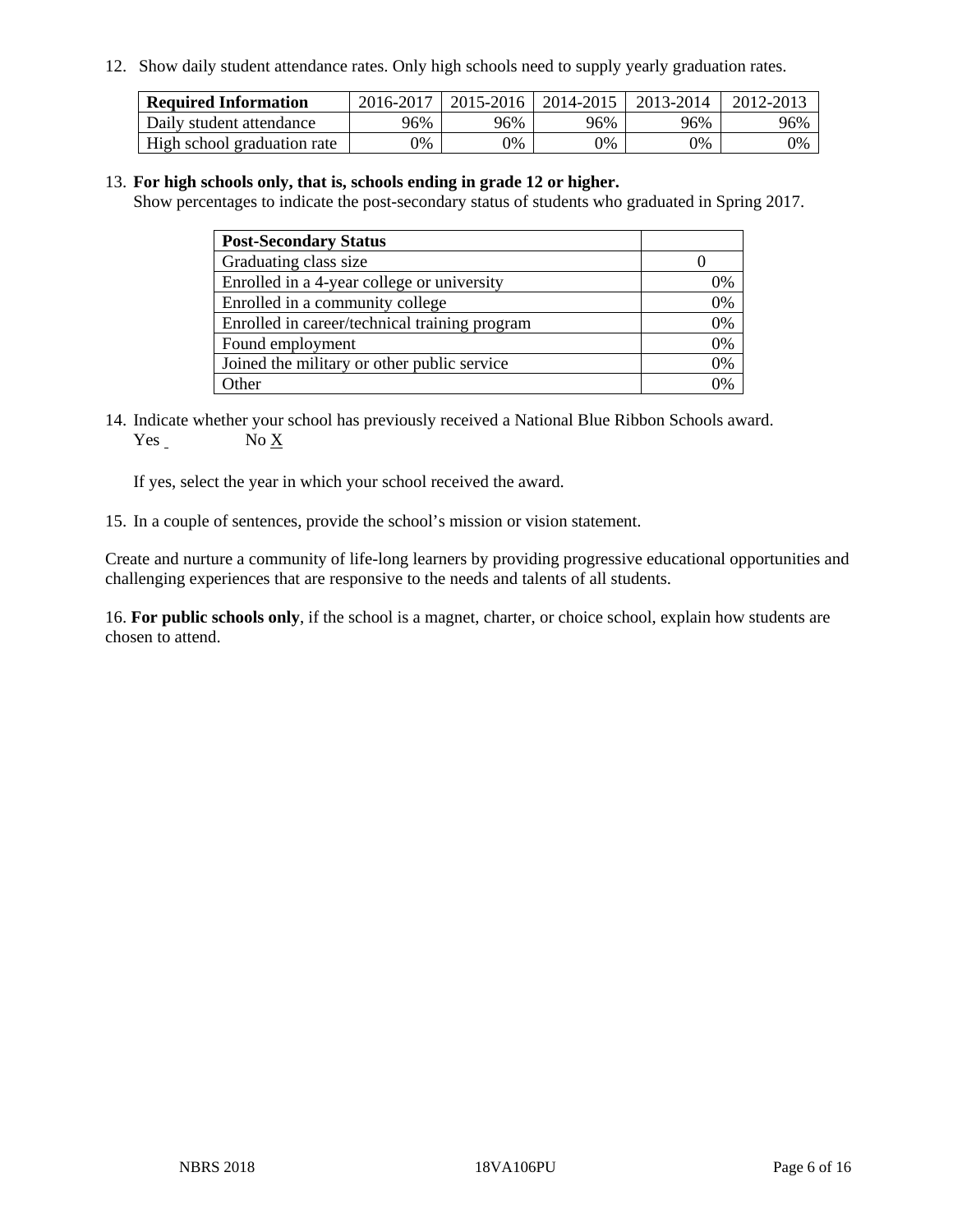12. Show daily student attendance rates. Only high schools need to supply yearly graduation rates.

| Required Information | 2016-2017 | 2015-2016 | 2014-2015 | 2013-2014 | 2012-2013 |
| --- | --- | --- | --- | --- | --- |
| Daily student attendance | 96% | 96% | 96% | 96% | 96% |
| High school graduation rate | 0% | 0% | 0% | 0% | 0% |

13. **For high schools only, that is, schools ending in grade 12 or higher.**
Show percentages to indicate the post-secondary status of students who graduated in Spring 2017.

| Post-Secondary Status | |
| --- | --- |
| Graduating class size | 0 |
| Enrolled in a 4-year college or university | 0% |
| Enrolled in a community college | 0% |
| Enrolled in career/technical training program | 0% |
| Found employment | 0% |
| Joined the military or other public service | 0% |
| Other | 0% |

14. Indicate whether your school has previously received a National Blue Ribbon Schools award.
Yes    No X

If yes, select the year in which your school received the award.

15. In a couple of sentences, provide the school's mission or vision statement.

Create and nurture a community of life-long learners by providing progressive educational opportunities and challenging experiences that are responsive to the needs and talents of all students.

16. **For public schools only**, if the school is a magnet, charter, or choice school, explain how students are chosen to attend.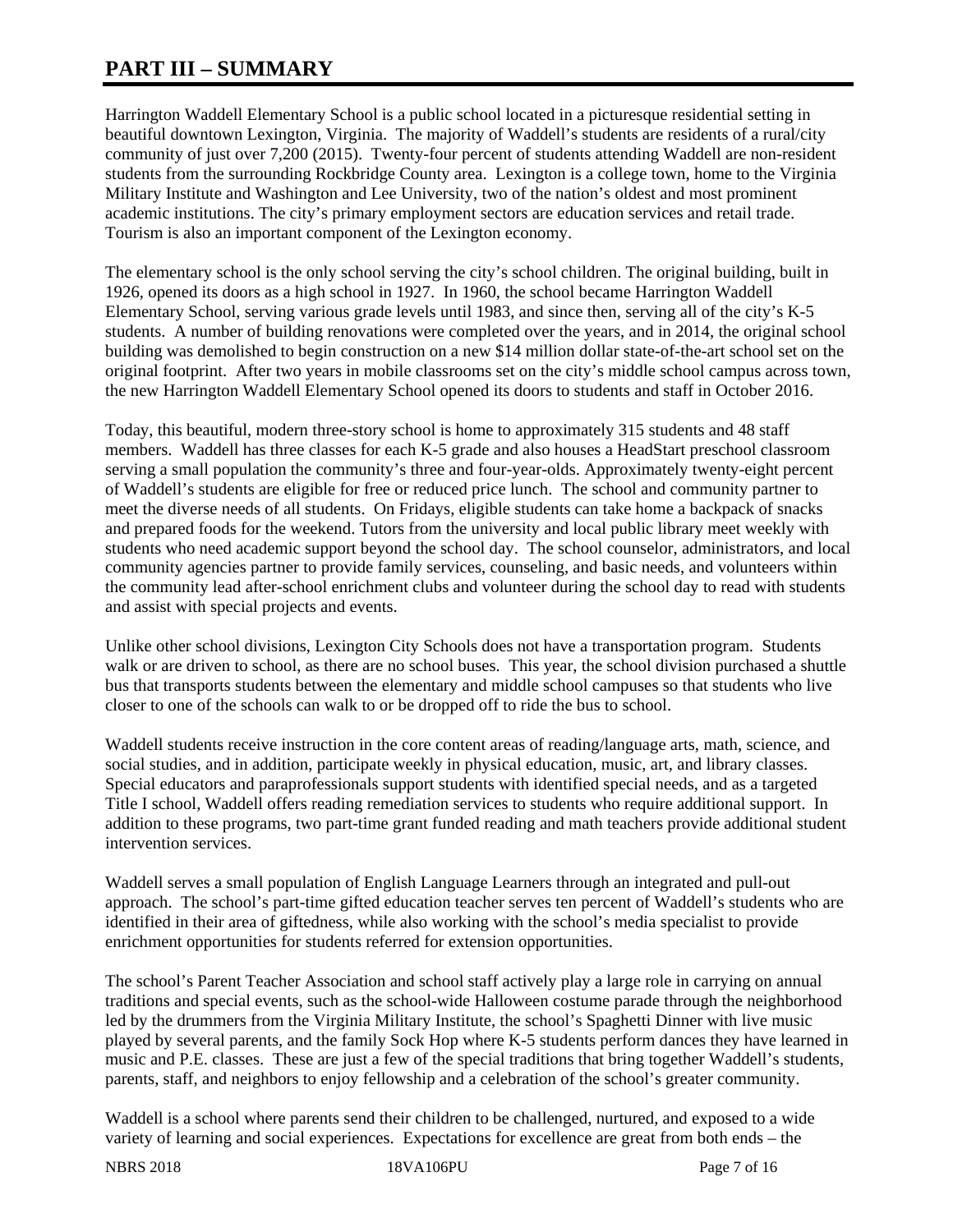# PART III – SUMMARY

Harrington Waddell Elementary School is a public school located in a picturesque residential setting in beautiful downtown Lexington, Virginia. The majority of Waddell's students are residents of a rural/city community of just over 7,200 (2015). Twenty-four percent of students attending Waddell are non-resident students from the surrounding Rockbridge County area. Lexington is a college town, home to the Virginia Military Institute and Washington and Lee University, two of the nation's oldest and most prominent academic institutions. The city's primary employment sectors are education services and retail trade. Tourism is also an important component of the Lexington economy.

The elementary school is the only school serving the city's school children. The original building, built in 1926, opened its doors as a high school in 1927. In 1960, the school became Harrington Waddell Elementary School, serving various grade levels until 1983, and since then, serving all of the city's K-5 students. A number of building renovations were completed over the years, and in 2014, the original school building was demolished to begin construction on a new $14 million dollar state-of-the-art school set on the original footprint. After two years in mobile classrooms set on the city's middle school campus across town, the new Harrington Waddell Elementary School opened its doors to students and staff in October 2016.

Today, this beautiful, modern three-story school is home to approximately 315 students and 48 staff members. Waddell has three classes for each K-5 grade and also houses a HeadStart preschool classroom serving a small population the community's three and four-year-olds. Approximately twenty-eight percent of Waddell's students are eligible for free or reduced price lunch. The school and community partner to meet the diverse needs of all students. On Fridays, eligible students can take home a backpack of snacks and prepared foods for the weekend. Tutors from the university and local public library meet weekly with students who need academic support beyond the school day. The school counselor, administrators, and local community agencies partner to provide family services, counseling, and basic needs, and volunteers within the community lead after-school enrichment clubs and volunteer during the school day to read with students and assist with special projects and events.

Unlike other school divisions, Lexington City Schools does not have a transportation program. Students walk or are driven to school, as there are no school buses. This year, the school division purchased a shuttle bus that transports students between the elementary and middle school campuses so that students who live closer to one of the schools can walk to or be dropped off to ride the bus to school.

Waddell students receive instruction in the core content areas of reading/language arts, math, science, and social studies, and in addition, participate weekly in physical education, music, art, and library classes. Special educators and paraprofessionals support students with identified special needs, and as a targeted Title I school, Waddell offers reading remediation services to students who require additional support. In addition to these programs, two part-time grant funded reading and math teachers provide additional student intervention services.

Waddell serves a small population of English Language Learners through an integrated and pull-out approach. The school's part-time gifted education teacher serves ten percent of Waddell's students who are identified in their area of giftedness, while also working with the school's media specialist to provide enrichment opportunities for students referred for extension opportunities.

The school's Parent Teacher Association and school staff actively play a large role in carrying on annual traditions and special events, such as the school-wide Halloween costume parade through the neighborhood led by the drummers from the Virginia Military Institute, the school's Spaghetti Dinner with live music played by several parents, and the family Sock Hop where K-5 students perform dances they have learned in music and P.E. classes. These are just a few of the special traditions that bring together Waddell's students, parents, staff, and neighbors to enjoy fellowship and a celebration of the school's greater community.

Waddell is a school where parents send their children to be challenged, nurtured, and exposed to a wide variety of learning and social experiences. Expectations for excellence are great from both ends – the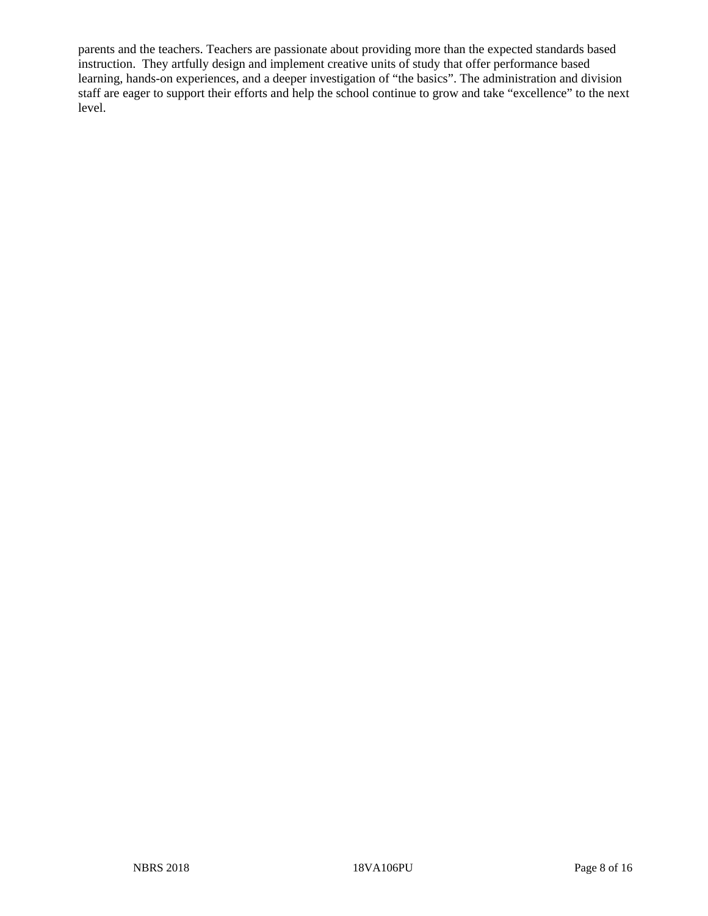parents and the teachers. Teachers are passionate about providing more than the expected standards based instruction. They artfully design and implement creative units of study that offer performance based learning, hands-on experiences, and a deeper investigation of "the basics". The administration and division staff are eager to support their efforts and help the school continue to grow and take "excellence" to the next level.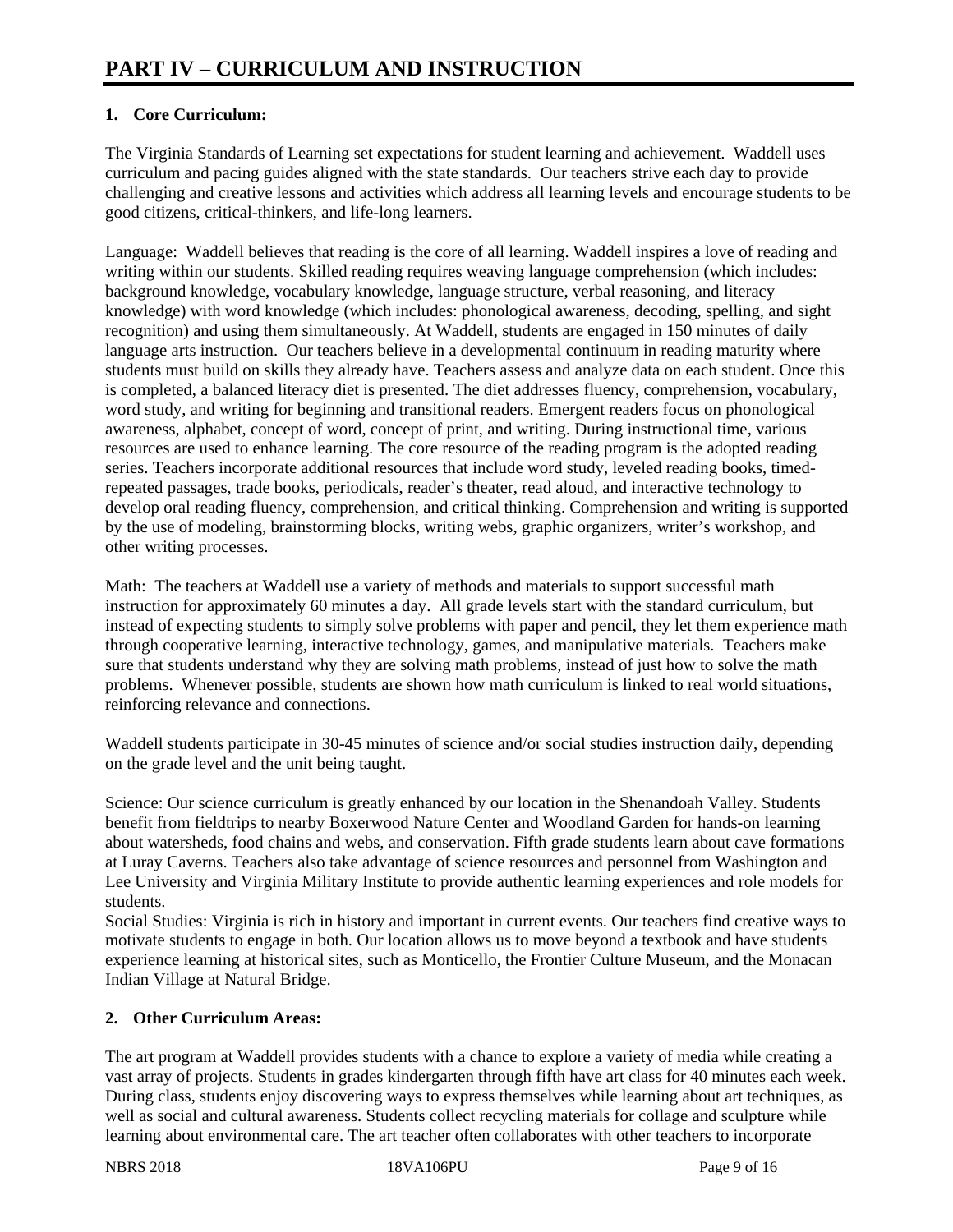# PART IV – CURRICULUM AND INSTRUCTION

## 1. Core Curriculum:

The Virginia Standards of Learning set expectations for student learning and achievement. Waddell uses curriculum and pacing guides aligned with the state standards. Our teachers strive each day to provide challenging and creative lessons and activities which address all learning levels and encourage students to be good citizens, critical-thinkers, and life-long learners.

Language: Waddell believes that reading is the core of all learning. Waddell inspires a love of reading and writing within our students. Skilled reading requires weaving language comprehension (which includes: background knowledge, vocabulary knowledge, language structure, verbal reasoning, and literacy knowledge) with word knowledge (which includes: phonological awareness, decoding, spelling, and sight recognition) and using them simultaneously. At Waddell, students are engaged in 150 minutes of daily language arts instruction. Our teachers believe in a developmental continuum in reading maturity where students must build on skills they already have. Teachers assess and analyze data on each student. Once this is completed, a balanced literacy diet is presented. The diet addresses fluency, comprehension, vocabulary, word study, and writing for beginning and transitional readers. Emergent readers focus on phonological awareness, alphabet, concept of word, concept of print, and writing. During instructional time, various resources are used to enhance learning. The core resource of the reading program is the adopted reading series. Teachers incorporate additional resources that include word study, leveled reading books, timed-repeated passages, trade books, periodicals, reader's theater, read aloud, and interactive technology to develop oral reading fluency, comprehension, and critical thinking. Comprehension and writing is supported by the use of modeling, brainstorming blocks, writing webs, graphic organizers, writer's workshop, and other writing processes.

Math: The teachers at Waddell use a variety of methods and materials to support successful math instruction for approximately 60 minutes a day. All grade levels start with the standard curriculum, but instead of expecting students to simply solve problems with paper and pencil, they let them experience math through cooperative learning, interactive technology, games, and manipulative materials. Teachers make sure that students understand why they are solving math problems, instead of just how to solve the math problems. Whenever possible, students are shown how math curriculum is linked to real world situations, reinforcing relevance and connections.

Waddell students participate in 30-45 minutes of science and/or social studies instruction daily, depending on the grade level and the unit being taught.

Science: Our science curriculum is greatly enhanced by our location in the Shenandoah Valley. Students benefit from fieldtrips to nearby Boxerwood Nature Center and Woodland Garden for hands-on learning about watersheds, food chains and webs, and conservation. Fifth grade students learn about cave formations at Luray Caverns. Teachers also take advantage of science resources and personnel from Washington and Lee University and Virginia Military Institute to provide authentic learning experiences and role models for students.

Social Studies: Virginia is rich in history and important in current events. Our teachers find creative ways to motivate students to engage in both. Our location allows us to move beyond a textbook and have students experience learning at historical sites, such as Monticello, the Frontier Culture Museum, and the Monacan Indian Village at Natural Bridge.

## 2. Other Curriculum Areas:

The art program at Waddell provides students with a chance to explore a variety of media while creating a vast array of projects. Students in grades kindergarten through fifth have art class for 40 minutes each week. During class, students enjoy discovering ways to express themselves while learning about art techniques, as well as social and cultural awareness. Students collect recycling materials for collage and sculpture while learning about environmental care. The art teacher often collaborates with other teachers to incorporate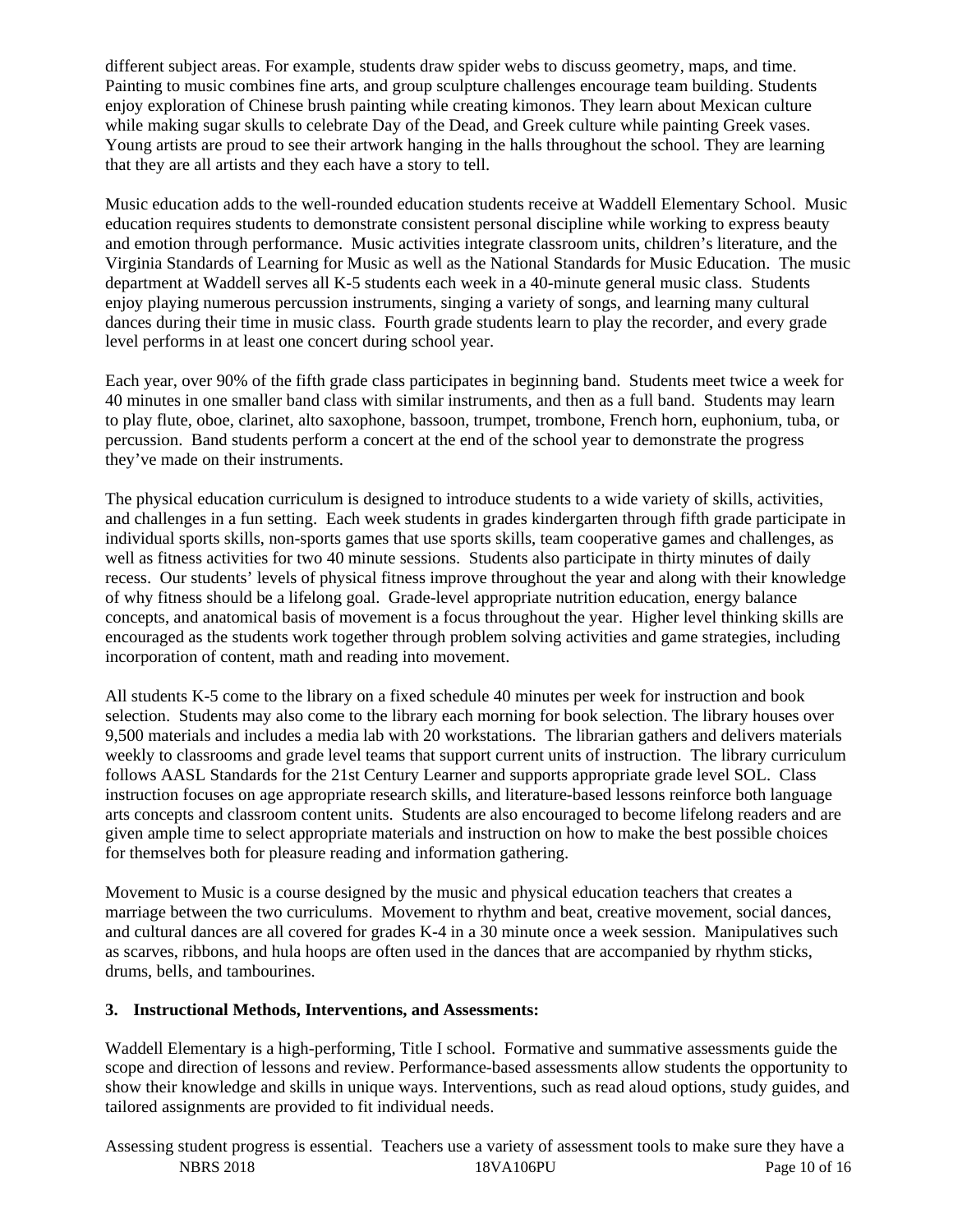different subject areas. For example, students draw spider webs to discuss geometry, maps, and time. Painting to music combines fine arts, and group sculpture challenges encourage team building. Students enjoy exploration of Chinese brush painting while creating kimonos. They learn about Mexican culture while making sugar skulls to celebrate Day of the Dead, and Greek culture while painting Greek vases. Young artists are proud to see their artwork hanging in the halls throughout the school. They are learning that they are all artists and they each have a story to tell.

Music education adds to the well-rounded education students receive at Waddell Elementary School. Music education requires students to demonstrate consistent personal discipline while working to express beauty and emotion through performance. Music activities integrate classroom units, children's literature, and the Virginia Standards of Learning for Music as well as the National Standards for Music Education. The music department at Waddell serves all K-5 students each week in a 40-minute general music class. Students enjoy playing numerous percussion instruments, singing a variety of songs, and learning many cultural dances during their time in music class. Fourth grade students learn to play the recorder, and every grade level performs in at least one concert during school year.

Each year, over 90% of the fifth grade class participates in beginning band. Students meet twice a week for 40 minutes in one smaller band class with similar instruments, and then as a full band. Students may learn to play flute, oboe, clarinet, alto saxophone, bassoon, trumpet, trombone, French horn, euphonium, tuba, or percussion. Band students perform a concert at the end of the school year to demonstrate the progress they've made on their instruments.

The physical education curriculum is designed to introduce students to a wide variety of skills, activities, and challenges in a fun setting. Each week students in grades kindergarten through fifth grade participate in individual sports skills, non-sports games that use sports skills, team cooperative games and challenges, as well as fitness activities for two 40 minute sessions. Students also participate in thirty minutes of daily recess. Our students' levels of physical fitness improve throughout the year and along with their knowledge of why fitness should be a lifelong goal. Grade-level appropriate nutrition education, energy balance concepts, and anatomical basis of movement is a focus throughout the year. Higher level thinking skills are encouraged as the students work together through problem solving activities and game strategies, including incorporation of content, math and reading into movement.

All students K-5 come to the library on a fixed schedule 40 minutes per week for instruction and book selection. Students may also come to the library each morning for book selection. The library houses over 9,500 materials and includes a media lab with 20 workstations. The librarian gathers and delivers materials weekly to classrooms and grade level teams that support current units of instruction. The library curriculum follows AASL Standards for the 21st Century Learner and supports appropriate grade level SOL. Class instruction focuses on age appropriate research skills, and literature-based lessons reinforce both language arts concepts and classroom content units. Students are also encouraged to become lifelong readers and are given ample time to select appropriate materials and instruction on how to make the best possible choices for themselves both for pleasure reading and information gathering.

Movement to Music is a course designed by the music and physical education teachers that creates a marriage between the two curriculums. Movement to rhythm and beat, creative movement, social dances, and cultural dances are all covered for grades K-4 in a 30 minute once a week session. Manipulatives such as scarves, ribbons, and hula hoops are often used in the dances that are accompanied by rhythm sticks, drums, bells, and tambourines.

**3. Instructional Methods, Interventions, and Assessments:**

Waddell Elementary is a high-performing, Title I school. Formative and summative assessments guide the scope and direction of lessons and review. Performance-based assessments allow students the opportunity to show their knowledge and skills in unique ways. Interventions, such as read aloud options, study guides, and tailored assignments are provided to fit individual needs.

Assessing student progress is essential. Teachers use a variety of assessment tools to make sure they have a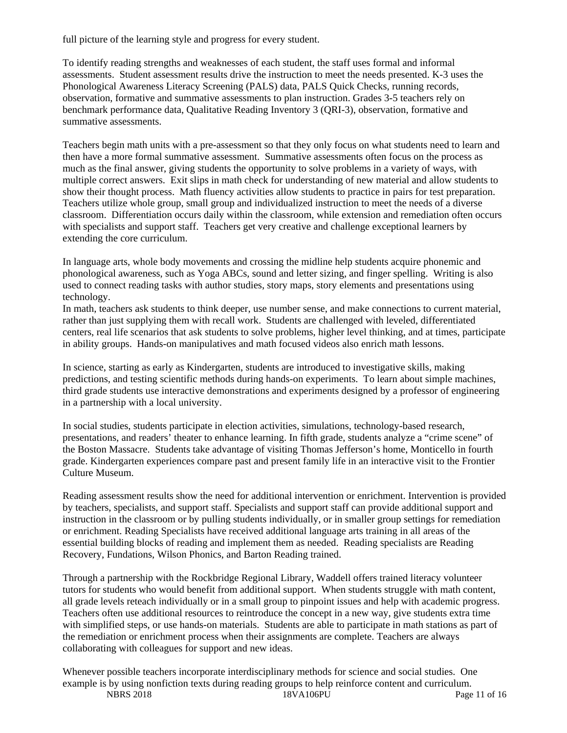full picture of the learning style and progress for every student.

To identify reading strengths and weaknesses of each student, the staff uses formal and informal assessments. Student assessment results drive the instruction to meet the needs presented. K-3 uses the Phonological Awareness Literacy Screening (PALS) data, PALS Quick Checks, running records, observation, formative and summative assessments to plan instruction. Grades 3-5 teachers rely on benchmark performance data, Qualitative Reading Inventory 3 (QRI-3), observation, formative and summative assessments.

Teachers begin math units with a pre-assessment so that they only focus on what students need to learn and then have a more formal summative assessment. Summative assessments often focus on the process as much as the final answer, giving students the opportunity to solve problems in a variety of ways, with multiple correct answers. Exit slips in math check for understanding of new material and allow students to show their thought process. Math fluency activities allow students to practice in pairs for test preparation. Teachers utilize whole group, small group and individualized instruction to meet the needs of a diverse classroom. Differentiation occurs daily within the classroom, while extension and remediation often occurs with specialists and support staff. Teachers get very creative and challenge exceptional learners by extending the core curriculum.

In language arts, whole body movements and crossing the midline help students acquire phonemic and phonological awareness, such as Yoga ABCs, sound and letter sizing, and finger spelling. Writing is also used to connect reading tasks with author studies, story maps, story elements and presentations using technology.

In math, teachers ask students to think deeper, use number sense, and make connections to current material, rather than just supplying them with recall work. Students are challenged with leveled, differentiated centers, real life scenarios that ask students to solve problems, higher level thinking, and at times, participate in ability groups. Hands-on manipulatives and math focused videos also enrich math lessons.

In science, starting as early as Kindergarten, students are introduced to investigative skills, making predictions, and testing scientific methods during hands-on experiments. To learn about simple machines, third grade students use interactive demonstrations and experiments designed by a professor of engineering in a partnership with a local university.

In social studies, students participate in election activities, simulations, technology-based research, presentations, and readers' theater to enhance learning. In fifth grade, students analyze a "crime scene" of the Boston Massacre. Students take advantage of visiting Thomas Jefferson's home, Monticello in fourth grade. Kindergarten experiences compare past and present family life in an interactive visit to the Frontier Culture Museum.

Reading assessment results show the need for additional intervention or enrichment. Intervention is provided by teachers, specialists, and support staff. Specialists and support staff can provide additional support and instruction in the classroom or by pulling students individually, or in smaller group settings for remediation or enrichment. Reading Specialists have received additional language arts training in all areas of the essential building blocks of reading and implement them as needed. Reading specialists are Reading Recovery, Fundations, Wilson Phonics, and Barton Reading trained.

Through a partnership with the Rockbridge Regional Library, Waddell offers trained literacy volunteer tutors for students who would benefit from additional support. When students struggle with math content, all grade levels reteach individually or in a small group to pinpoint issues and help with academic progress. Teachers often use additional resources to reintroduce the concept in a new way, give students extra time with simplified steps, or use hands-on materials. Students are able to participate in math stations as part of the remediation or enrichment process when their assignments are complete. Teachers are always collaborating with colleagues for support and new ideas.

Whenever possible teachers incorporate interdisciplinary methods for science and social studies. One example is by using nonfiction texts during reading groups to help reinforce content and curriculum.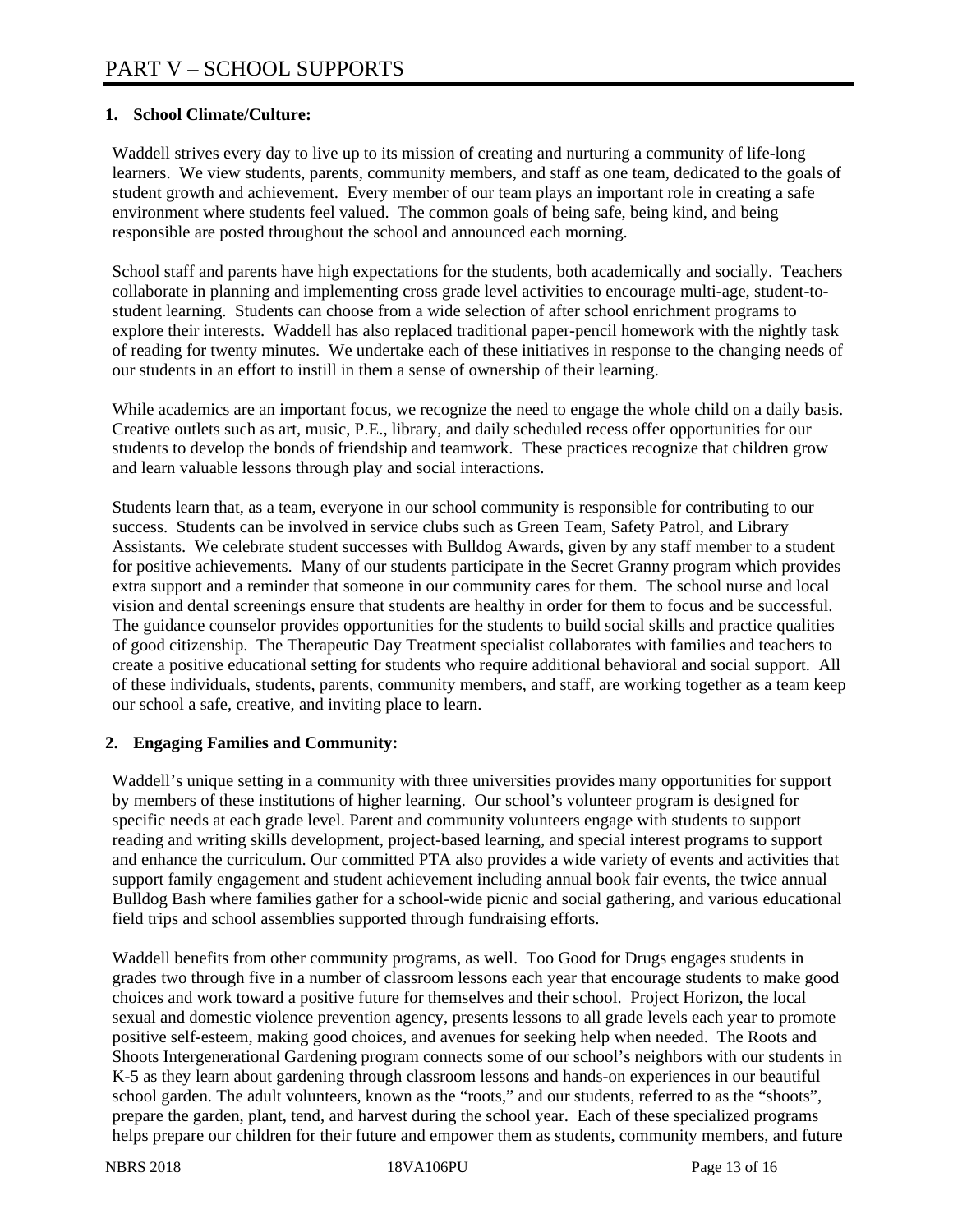# PART V – SCHOOL SUPPORTS

**1. School Climate/Culture:**

Waddell strives every day to live up to its mission of creating and nurturing a community of life-long learners. We view students, parents, community members, and staff as one team, dedicated to the goals of student growth and achievement. Every member of our team plays an important role in creating a safe environment where students feel valued. The common goals of being safe, being kind, and being responsible are posted throughout the school and announced each morning.

School staff and parents have high expectations for the students, both academically and socially. Teachers collaborate in planning and implementing cross grade level activities to encourage multi-age, student-to-student learning. Students can choose from a wide selection of after school enrichment programs to explore their interests. Waddell has also replaced traditional paper-pencil homework with the nightly task of reading for twenty minutes. We undertake each of these initiatives in response to the changing needs of our students in an effort to instill in them a sense of ownership of their learning.

While academics are an important focus, we recognize the need to engage the whole child on a daily basis. Creative outlets such as art, music, P.E., library, and daily scheduled recess offer opportunities for our students to develop the bonds of friendship and teamwork. These practices recognize that children grow and learn valuable lessons through play and social interactions.

Students learn that, as a team, everyone in our school community is responsible for contributing to our success. Students can be involved in service clubs such as Green Team, Safety Patrol, and Library Assistants. We celebrate student successes with Bulldog Awards, given by any staff member to a student for positive achievements. Many of our students participate in the Secret Granny program which provides extra support and a reminder that someone in our community cares for them. The school nurse and local vision and dental screenings ensure that students are healthy in order for them to focus and be successful. The guidance counselor provides opportunities for the students to build social skills and practice qualities of good citizenship. The Therapeutic Day Treatment specialist collaborates with families and teachers to create a positive educational setting for students who require additional behavioral and social support. All of these individuals, students, parents, community members, and staff, are working together as a team keep our school a safe, creative, and inviting place to learn.

**2. Engaging Families and Community:**

Waddell's unique setting in a community with three universities provides many opportunities for support by members of these institutions of higher learning. Our school's volunteer program is designed for specific needs at each grade level. Parent and community volunteers engage with students to support reading and writing skills development, project-based learning, and special interest programs to support and enhance the curriculum. Our committed PTA also provides a wide variety of events and activities that support family engagement and student achievement including annual book fair events, the twice annual Bulldog Bash where families gather for a school-wide picnic and social gathering, and various educational field trips and school assemblies supported through fundraising efforts.

Waddell benefits from other community programs, as well. Too Good for Drugs engages students in grades two through five in a number of classroom lessons each year that encourage students to make good choices and work toward a positive future for themselves and their school. Project Horizon, the local sexual and domestic violence prevention agency, presents lessons to all grade levels each year to promote positive self-esteem, making good choices, and avenues for seeking help when needed. The Roots and Shoots Intergenerational Gardening program connects some of our school's neighbors with our students in K-5 as they learn about gardening through classroom lessons and hands-on experiences in our beautiful school garden. The adult volunteers, known as the "roots," and our students, referred to as the "shoots", prepare the garden, plant, tend, and harvest during the school year. Each of these specialized programs helps prepare our children for their future and empower them as students, community members, and future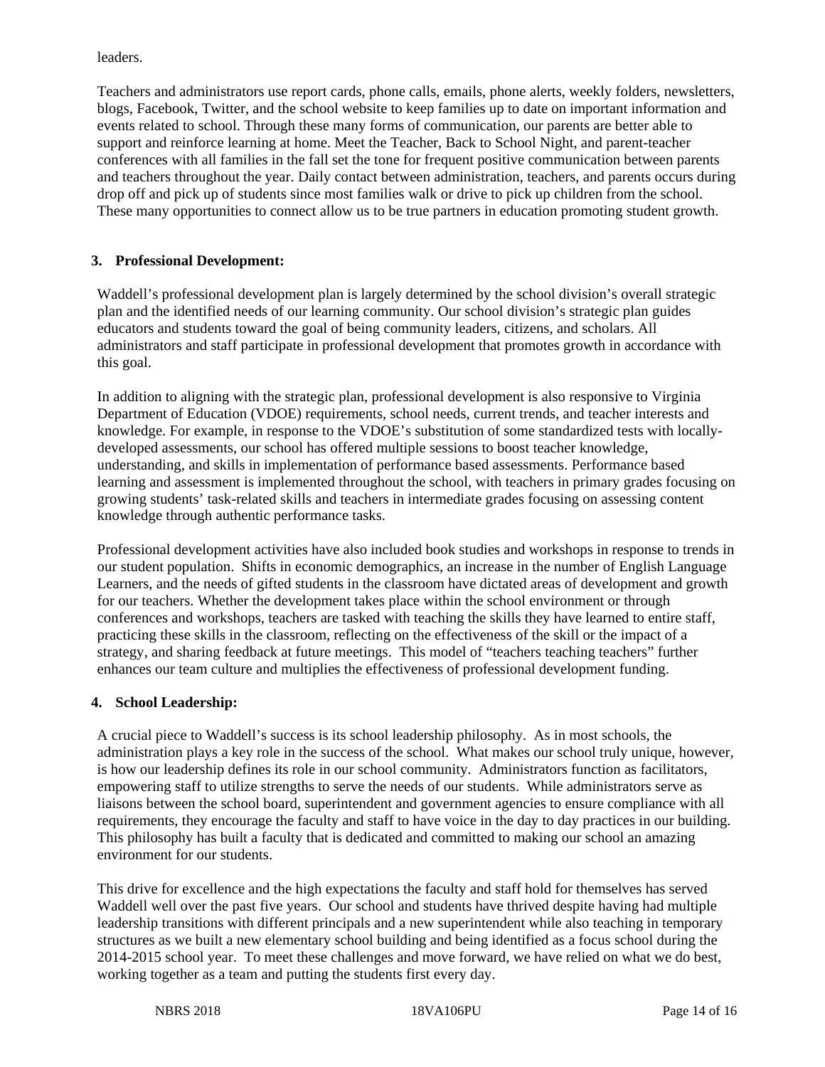leaders.

Teachers and administrators use report cards, phone calls, emails, phone alerts, weekly folders, newsletters, blogs, Facebook, Twitter, and the school website to keep families up to date on important information and events related to school. Through these many forms of communication, our parents are better able to support and reinforce learning at home. Meet the Teacher, Back to School Night, and parent-teacher conferences with all families in the fall set the tone for frequent positive communication between parents and teachers throughout the year. Daily contact between administration, teachers, and parents occurs during drop off and pick up of students since most families walk or drive to pick up children from the school. These many opportunities to connect allow us to be true partners in education promoting student growth.

**3. Professional Development:**

Waddell's professional development plan is largely determined by the school division's overall strategic plan and the identified needs of our learning community. Our school division's strategic plan guides educators and students toward the goal of being community leaders, citizens, and scholars. All administrators and staff participate in professional development that promotes growth in accordance with this goal.

In addition to aligning with the strategic plan, professional development is also responsive to Virginia Department of Education (VDOE) requirements, school needs, current trends, and teacher interests and knowledge. For example, in response to the VDOE's substitution of some standardized tests with locally-developed assessments, our school has offered multiple sessions to boost teacher knowledge, understanding, and skills in implementation of performance based assessments. Performance based learning and assessment is implemented throughout the school, with teachers in primary grades focusing on growing students' task-related skills and teachers in intermediate grades focusing on assessing content knowledge through authentic performance tasks.

Professional development activities have also included book studies and workshops in response to trends in our student population. Shifts in economic demographics, an increase in the number of English Language Learners, and the needs of gifted students in the classroom have dictated areas of development and growth for our teachers. Whether the development takes place within the school environment or through conferences and workshops, teachers are tasked with teaching the skills they have learned to entire staff, practicing these skills in the classroom, reflecting on the effectiveness of the skill or the impact of a strategy, and sharing feedback at future meetings. This model of "teachers teaching teachers" further enhances our team culture and multiplies the effectiveness of professional development funding.

**4. School Leadership:**

A crucial piece to Waddell's success is its school leadership philosophy. As in most schools, the administration plays a key role in the success of the school. What makes our school truly unique, however, is how our leadership defines its role in our school community. Administrators function as facilitators, empowering staff to utilize strengths to serve the needs of our students. While administrators serve as liaisons between the school board, superintendent and government agencies to ensure compliance with all requirements, they encourage the faculty and staff to have voice in the day to day practices in our building. This philosophy has built a faculty that is dedicated and committed to making our school an amazing environment for our students.

This drive for excellence and the high expectations the faculty and staff hold for themselves has served Waddell well over the past five years. Our school and students have thrived despite having had multiple leadership transitions with different principals and a new superintendent while also teaching in temporary structures as we built a new elementary school building and being identified as a focus school during the 2014-2015 school year. To meet these challenges and move forward, we have relied on what we do best, working together as a team and putting the students first every day.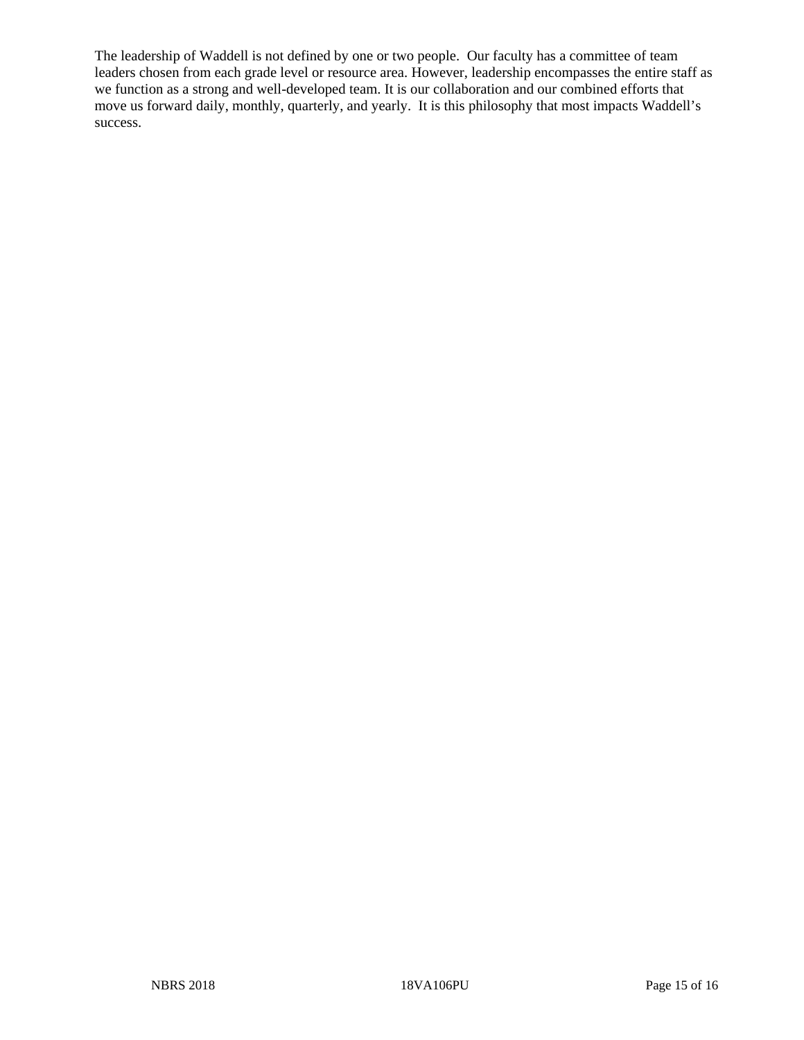The leadership of Waddell is not defined by one or two people. Our faculty has a committee of team leaders chosen from each grade level or resource area. However, leadership encompasses the entire staff as we function as a strong and well-developed team. It is our collaboration and our combined efforts that move us forward daily, monthly, quarterly, and yearly. It is this philosophy that most impacts Waddell's success.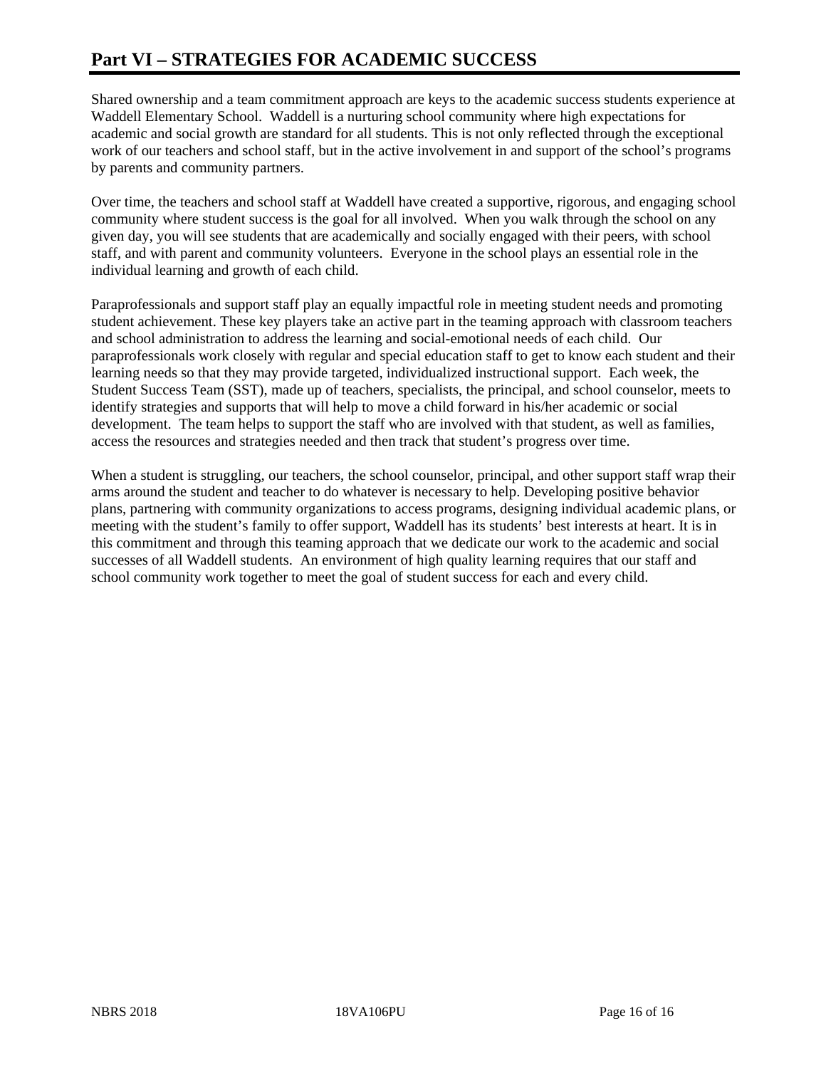# Part VI – STRATEGIES FOR ACADEMIC SUCCESS

Shared ownership and a team commitment approach are keys to the academic success students experience at Waddell Elementary School. Waddell is a nurturing school community where high expectations for academic and social growth are standard for all students. This is not only reflected through the exceptional work of our teachers and school staff, but in the active involvement in and support of the school's programs by parents and community partners.

Over time, the teachers and school staff at Waddell have created a supportive, rigorous, and engaging school community where student success is the goal for all involved. When you walk through the school on any given day, you will see students that are academically and socially engaged with their peers, with school staff, and with parent and community volunteers. Everyone in the school plays an essential role in the individual learning and growth of each child.

Paraprofessionals and support staff play an equally impactful role in meeting student needs and promoting student achievement. These key players take an active part in the teaming approach with classroom teachers and school administration to address the learning and social-emotional needs of each child. Our paraprofessionals work closely with regular and special education staff to get to know each student and their learning needs so that they may provide targeted, individualized instructional support. Each week, the Student Success Team (SST), made up of teachers, specialists, the principal, and school counselor, meets to identify strategies and supports that will help to move a child forward in his/her academic or social development. The team helps to support the staff who are involved with that student, as well as families, access the resources and strategies needed and then track that student's progress over time.

When a student is struggling, our teachers, the school counselor, principal, and other support staff wrap their arms around the student and teacher to do whatever is necessary to help. Developing positive behavior plans, partnering with community organizations to access programs, designing individual academic plans, or meeting with the student's family to offer support, Waddell has its students' best interests at heart. It is in this commitment and through this teaming approach that we dedicate our work to the academic and social successes of all Waddell students. An environment of high quality learning requires that our staff and school community work together to meet the goal of student success for each and every child.